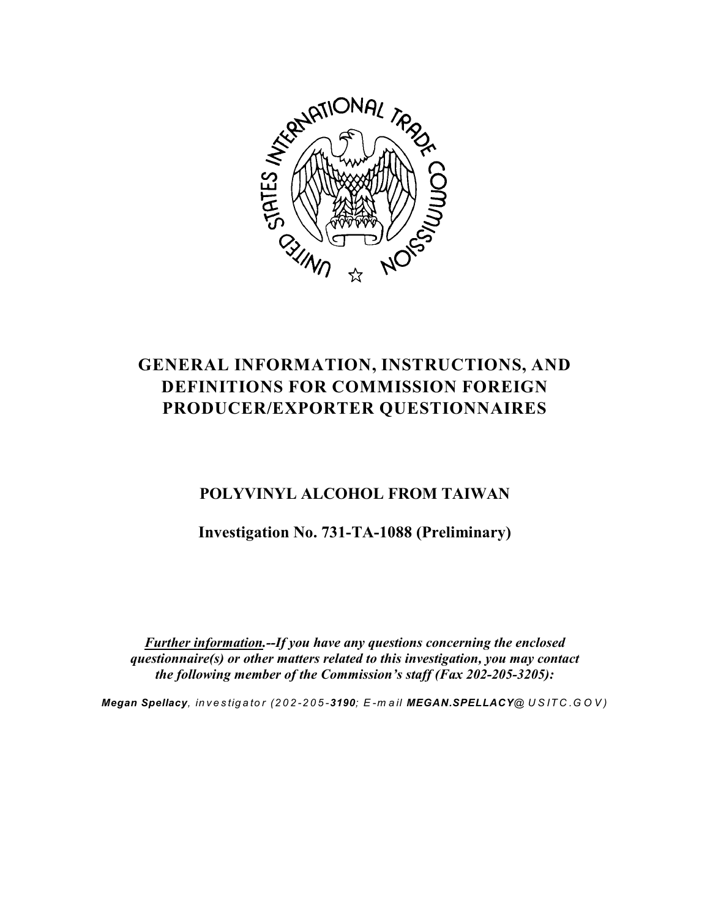# GENERAL INFORMATION, INSTRUCTIONS, AND DEFINITIONS FOR COMMISSION FOREIGN PRODUCER/EXPORTER QUESTIONNAIRES

## POLYVINYL ALCOHOL FROM TAIWAN

## Investigation No. 731-TA-1088 (Preliminary)

***Further information.*--*If you have any questions concerning the enclosed questionnaire(s) or other matters related to this investigation, you may contact the following member of the Commission's staff (Fax 202-205-3205):***

***Megan Spellacy**, investigator (202-205-**3190**; E-mail **MEGAN.SPELLACY**@USITC.GOV)*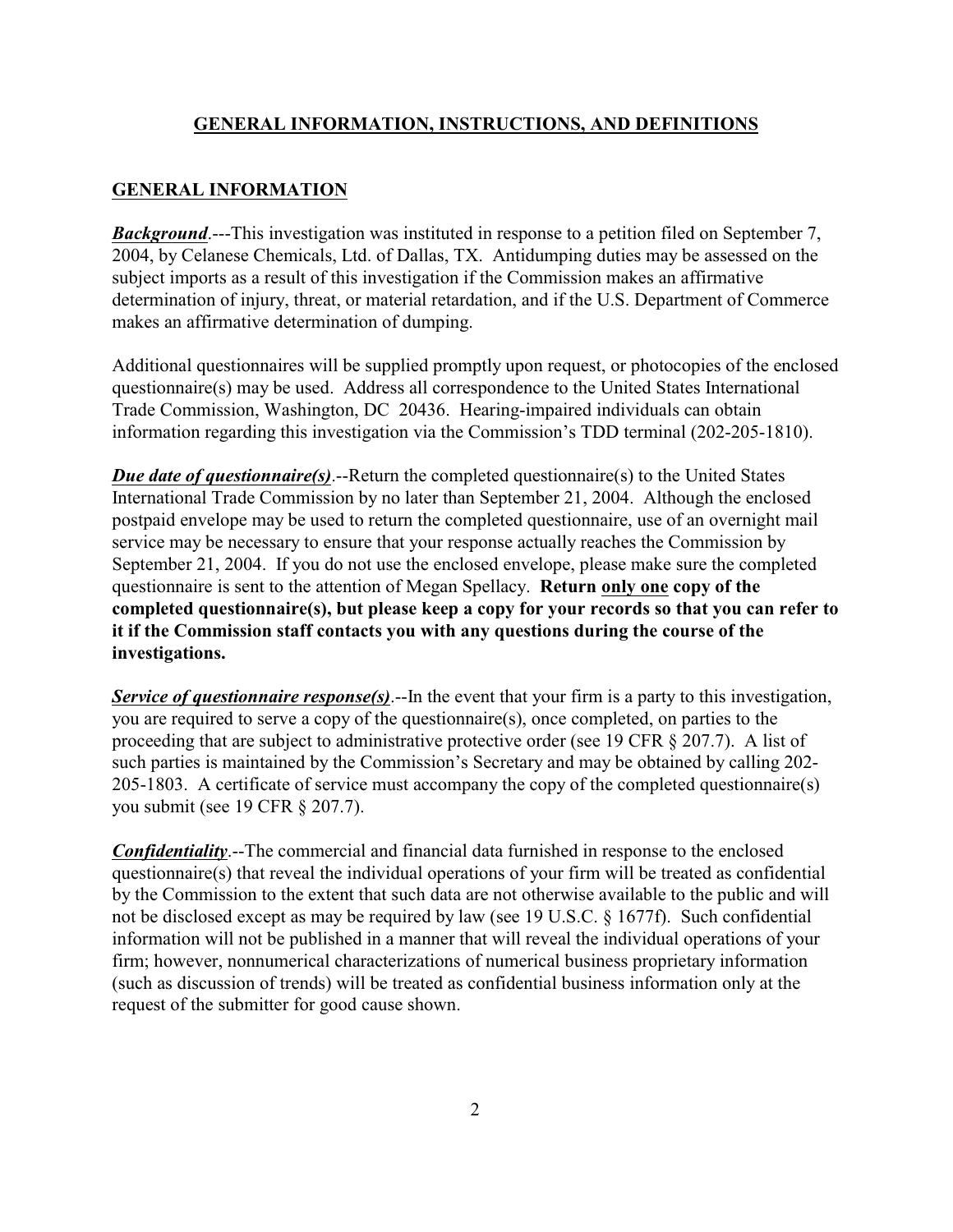## GENERAL INFORMATION, INSTRUCTIONS, AND DEFINITIONS

### GENERAL INFORMATION

***Background***.---This investigation was instituted in response to a petition filed on September 7, 2004, by Celanese Chemicals, Ltd. of Dallas, TX. Antidumping duties may be assessed on the subject imports as a result of this investigation if the Commission makes an affirmative determination of injury, threat, or material retardation, and if the U.S. Department of Commerce makes an affirmative determination of dumping.

Additional questionnaires will be supplied promptly upon request, or photocopies of the enclosed questionnaire(s) may be used. Address all correspondence to the United States International Trade Commission, Washington, DC 20436. Hearing-impaired individuals can obtain information regarding this investigation via the Commission's TDD terminal (202-205-1810).

***Due date of questionnaire(s)***.--Return the completed questionnaire(s) to the United States International Trade Commission by no later than September 21, 2004. Although the enclosed postpaid envelope may be used to return the completed questionnaire, use of an overnight mail service may be necessary to ensure that your response actually reaches the Commission by September 21, 2004. If you do not use the enclosed envelope, please make sure the completed questionnaire is sent to the attention of Megan Spellacy. **Return only one copy of the completed questionnaire(s), but please keep a copy for your records so that you can refer to it if the Commission staff contacts you with any questions during the course of the investigations.**

***Service of questionnaire response(s)***.--In the event that your firm is a party to this investigation, you are required to serve a copy of the questionnaire(s), once completed, on parties to the proceeding that are subject to administrative protective order (see 19 CFR § 207.7). A list of such parties is maintained by the Commission's Secretary and may be obtained by calling 202-205-1803. A certificate of service must accompany the copy of the completed questionnaire(s) you submit (see 19 CFR § 207.7).

***Confidentiality***.--The commercial and financial data furnished in response to the enclosed questionnaire(s) that reveal the individual operations of your firm will be treated as confidential by the Commission to the extent that such data are not otherwise available to the public and will not be disclosed except as may be required by law (see 19 U.S.C. § 1677f). Such confidential information will not be published in a manner that will reveal the individual operations of your firm; however, nonnumerical characterizations of numerical business proprietary information (such as discussion of trends) will be treated as confidential business information only at the request of the submitter for good cause shown.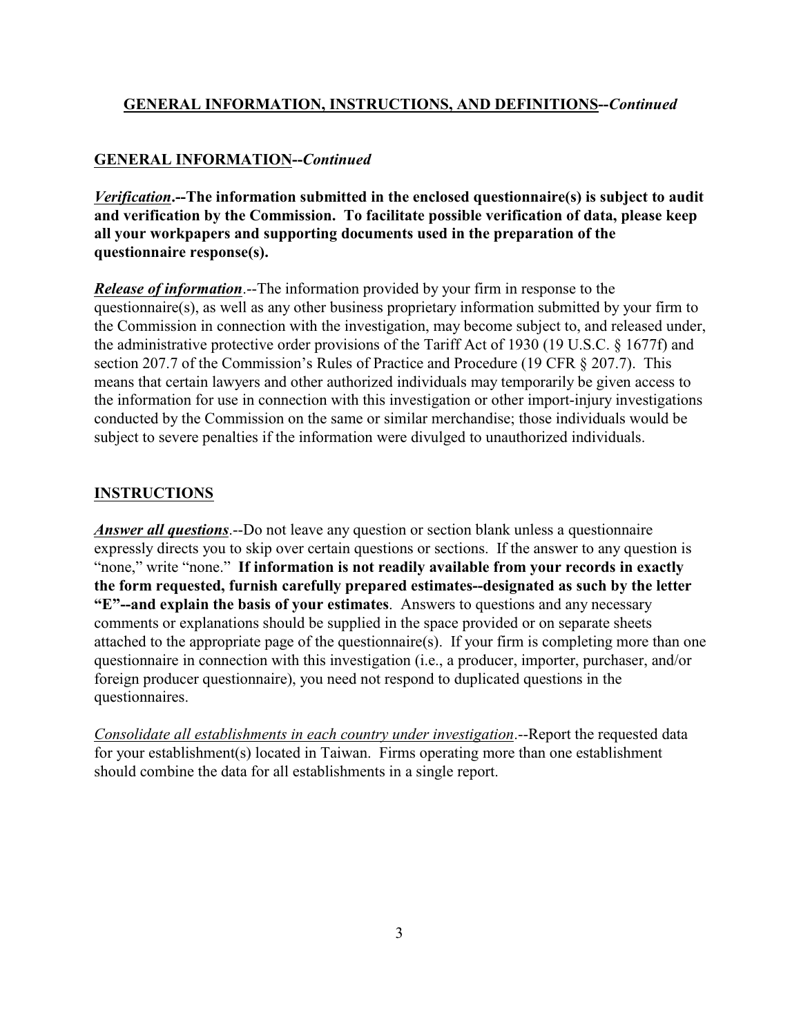## GENERAL INFORMATION, INSTRUCTIONS, AND DEFINITIONS--*Continued*

### GENERAL INFORMATION--*Continued*

***Verification*.--The information submitted in the enclosed questionnaire(s) is subject to audit and verification by the Commission. To facilitate possible verification of data, please keep all your workpapers and supporting documents used in the preparation of the questionnaire response(s).**

***Release of information***.--The information provided by your firm in response to the questionnaire(s), as well as any other business proprietary information submitted by your firm to the Commission in connection with the investigation, may become subject to, and released under, the administrative protective order provisions of the Tariff Act of 1930 (19 U.S.C. § 1677f) and section 207.7 of the Commission's Rules of Practice and Procedure (19 CFR § 207.7). This means that certain lawyers and other authorized individuals may temporarily be given access to the information for use in connection with this investigation or other import-injury investigations conducted by the Commission on the same or similar merchandise; those individuals would be subject to severe penalties if the information were divulged to unauthorized individuals.

### INSTRUCTIONS

***Answer all questions***.--Do not leave any question or section blank unless a questionnaire expressly directs you to skip over certain questions or sections. If the answer to any question is "none," write "none." **If information is not readily available from your records in exactly the form requested, furnish carefully prepared estimates--designated as such by the letter "E"--and explain the basis of your estimates**. Answers to questions and any necessary comments or explanations should be supplied in the space provided or on separate sheets attached to the appropriate page of the questionnaire(s). If your firm is completing more than one questionnaire in connection with this investigation (i.e., a producer, importer, purchaser, and/or foreign producer questionnaire), you need not respond to duplicated questions in the questionnaires.

*Consolidate all establishments in each country under investigation*.--Report the requested data for your establishment(s) located in Taiwan. Firms operating more than one establishment should combine the data for all establishments in a single report.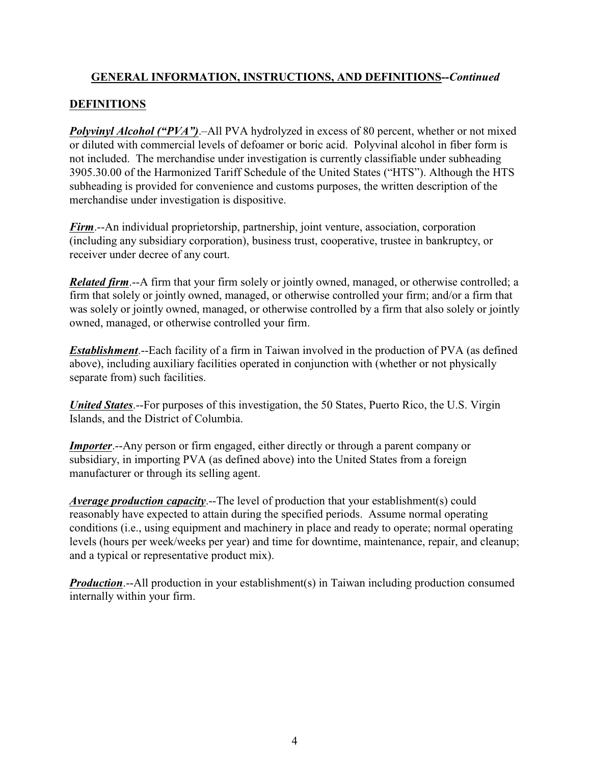## GENERAL INFORMATION, INSTRUCTIONS, AND DEFINITIONS--*Continued*

## DEFINITIONS

***Polyvinyl Alcohol ("PVA")***.–All PVA hydrolyzed in excess of 80 percent, whether or not mixed or diluted with commercial levels of defoamer or boric acid. Polyvinal alcohol in fiber form is not included. The merchandise under investigation is currently classifiable under subheading 3905.30.00 of the Harmonized Tariff Schedule of the United States ("HTS"). Although the HTS subheading is provided for convenience and customs purposes, the written description of the merchandise under investigation is dispositive.

***Firm***.--An individual proprietorship, partnership, joint venture, association, corporation (including any subsidiary corporation), business trust, cooperative, trustee in bankruptcy, or receiver under decree of any court.

***Related firm***.--A firm that your firm solely or jointly owned, managed, or otherwise controlled; a firm that solely or jointly owned, managed, or otherwise controlled your firm; and/or a firm that was solely or jointly owned, managed, or otherwise controlled by a firm that also solely or jointly owned, managed, or otherwise controlled your firm.

***Establishment***.--Each facility of a firm in Taiwan involved in the production of PVA (as defined above), including auxiliary facilities operated in conjunction with (whether or not physically separate from) such facilities.

***United States***.--For purposes of this investigation, the 50 States, Puerto Rico, the U.S. Virgin Islands, and the District of Columbia.

***Importer***.--Any person or firm engaged, either directly or through a parent company or subsidiary, in importing PVA (as defined above) into the United States from a foreign manufacturer or through its selling agent.

***Average production capacity***.--The level of production that your establishment(s) could reasonably have expected to attain during the specified periods. Assume normal operating conditions (i.e., using equipment and machinery in place and ready to operate; normal operating levels (hours per week/weeks per year) and time for downtime, maintenance, repair, and cleanup; and a typical or representative product mix).

***Production***.--All production in your establishment(s) in Taiwan including production consumed internally within your firm.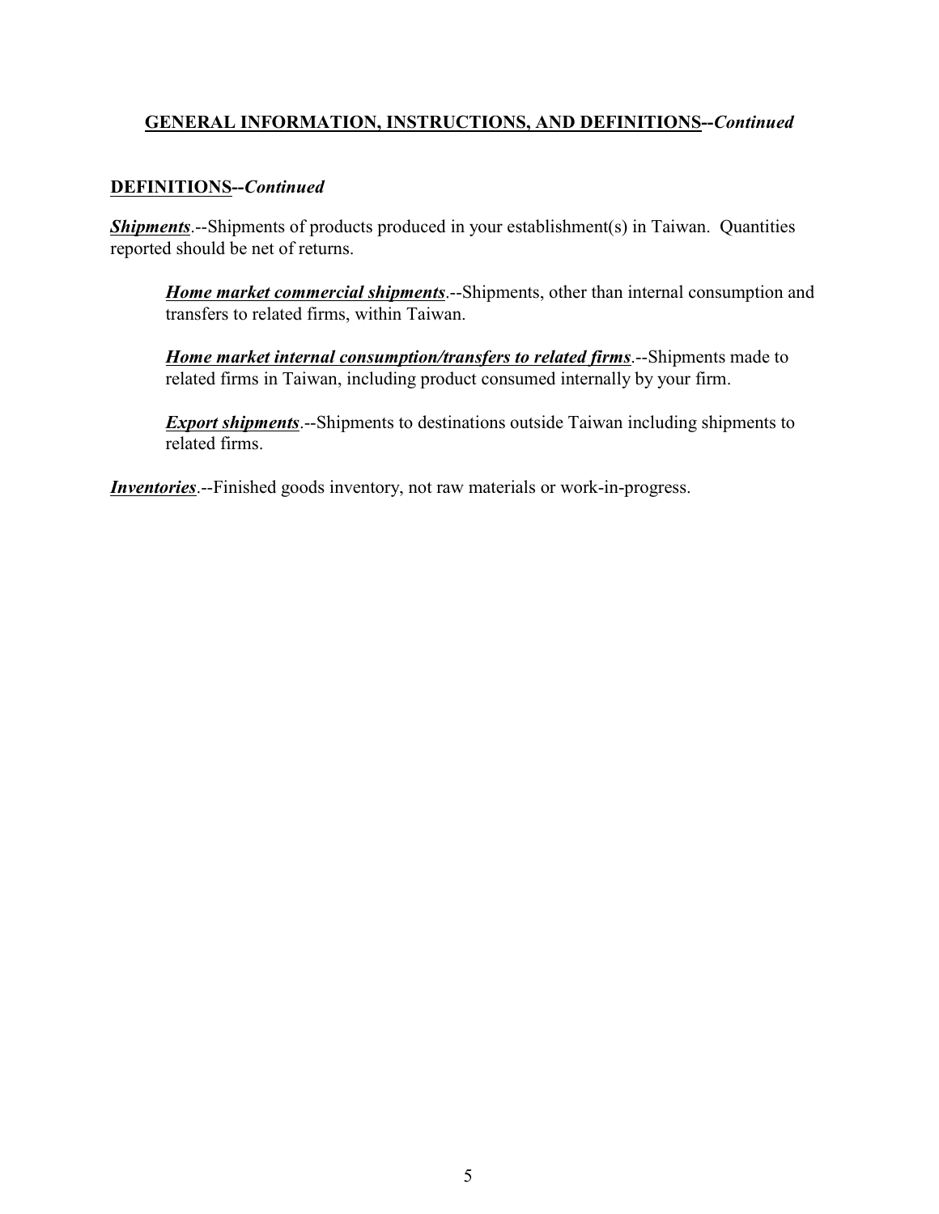## **GENERAL INFORMATION, INSTRUCTIONS, AND DEFINITIONS--*Continued***

### **DEFINITIONS--*Continued***

***Shipments***.--Shipments of products produced in your establishment(s) in Taiwan. Quantities reported should be net of returns.

> ***Home market commercial shipments***.--Shipments, other than internal consumption and transfers to related firms, within Taiwan.
>
> ***Home market internal consumption/transfers to related firms***.--Shipments made to related firms in Taiwan, including product consumed internally by your firm.
>
> ***Export shipments***.--Shipments to destinations outside Taiwan including shipments to related firms.

***Inventories***.--Finished goods inventory, not raw materials or work-in-progress.